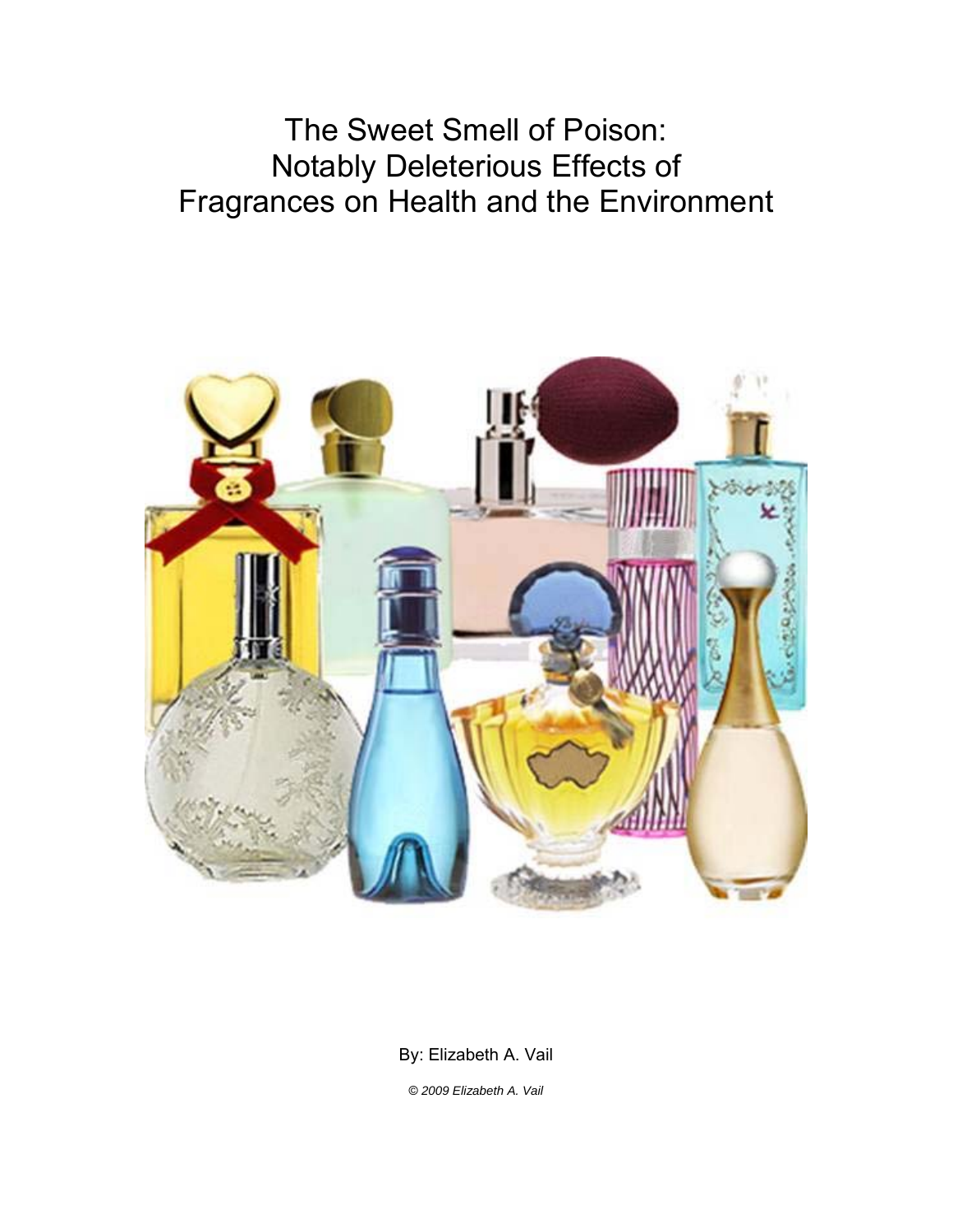# The Sweet Smell of Poison: Notably Deleterious Effects of Fragrances on Health and the Environment

By: Elizabeth A. Vail

*© 2009 Elizabeth A. Vail*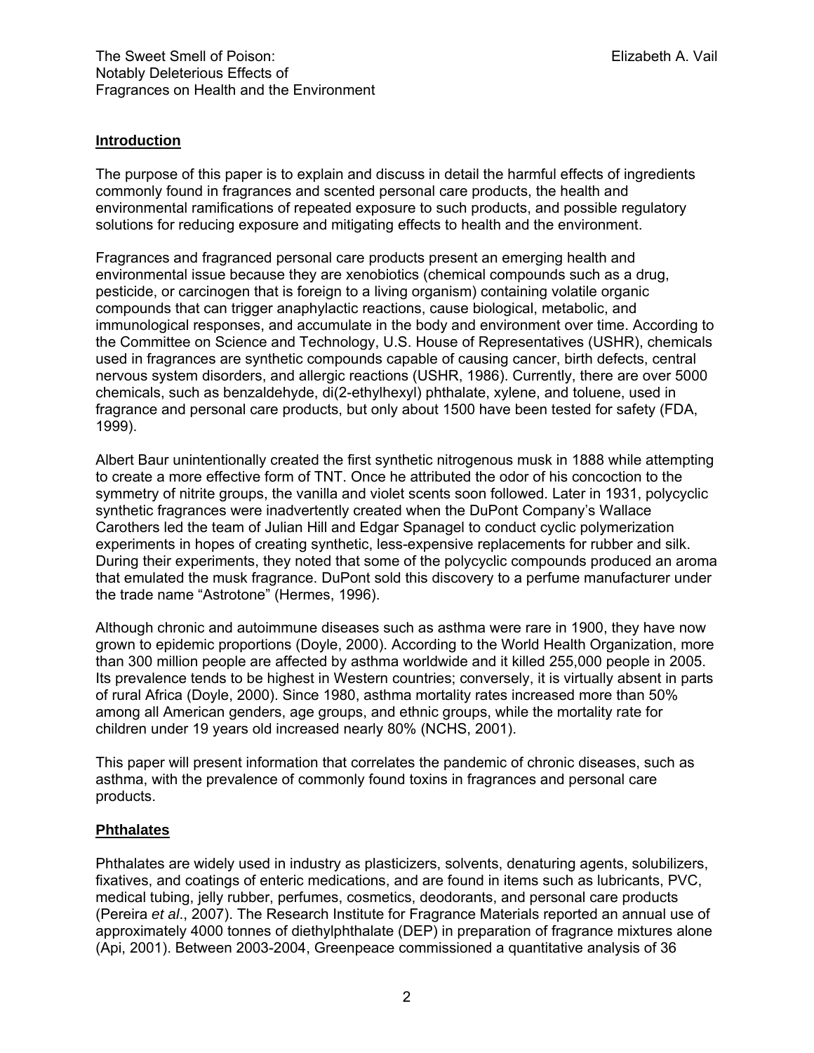## Introduction

The purpose of this paper is to explain and discuss in detail the harmful effects of ingredients commonly found in fragrances and scented personal care products, the health and environmental ramifications of repeated exposure to such products, and possible regulatory solutions for reducing exposure and mitigating effects to health and the environment.

Fragrances and fragranced personal care products present an emerging health and environmental issue because they are xenobiotics (chemical compounds such as a drug, pesticide, or carcinogen that is foreign to a living organism) containing volatile organic compounds that can trigger anaphylactic reactions, cause biological, metabolic, and immunological responses, and accumulate in the body and environment over time. According to the Committee on Science and Technology, U.S. House of Representatives (USHR), chemicals used in fragrances are synthetic compounds capable of causing cancer, birth defects, central nervous system disorders, and allergic reactions (USHR, 1986). Currently, there are over 5000 chemicals, such as benzaldehyde, di(2-ethylhexyl) phthalate, xylene, and toluene, used in fragrance and personal care products, but only about 1500 have been tested for safety (FDA, 1999).

Albert Baur unintentionally created the first synthetic nitrogenous musk in 1888 while attempting to create a more effective form of TNT. Once he attributed the odor of his concoction to the symmetry of nitrite groups, the vanilla and violet scents soon followed. Later in 1931, polycyclic synthetic fragrances were inadvertently created when the DuPont Company's Wallace Carothers led the team of Julian Hill and Edgar Spanagel to conduct cyclic polymerization experiments in hopes of creating synthetic, less-expensive replacements for rubber and silk. During their experiments, they noted that some of the polycyclic compounds produced an aroma that emulated the musk fragrance. DuPont sold this discovery to a perfume manufacturer under the trade name "Astrotone" (Hermes, 1996).

Although chronic and autoimmune diseases such as asthma were rare in 1900, they have now grown to epidemic proportions (Doyle, 2000). According to the World Health Organization, more than 300 million people are affected by asthma worldwide and it killed 255,000 people in 2005. Its prevalence tends to be highest in Western countries; conversely, it is virtually absent in parts of rural Africa (Doyle, 2000). Since 1980, asthma mortality rates increased more than 50% among all American genders, age groups, and ethnic groups, while the mortality rate for children under 19 years old increased nearly 80% (NCHS, 2001).

This paper will present information that correlates the pandemic of chronic diseases, such as asthma, with the prevalence of commonly found toxins in fragrances and personal care products.

## Phthalates

Phthalates are widely used in industry as plasticizers, solvents, denaturing agents, solubilizers, fixatives, and coatings of enteric medications, and are found in items such as lubricants, PVC, medical tubing, jelly rubber, perfumes, cosmetics, deodorants, and personal care products (Pereira *et al*., 2007). The Research Institute for Fragrance Materials reported an annual use of approximately 4000 tonnes of diethylphthalate (DEP) in preparation of fragrance mixtures alone (Api, 2001). Between 2003-2004, Greenpeace commissioned a quantitative analysis of 36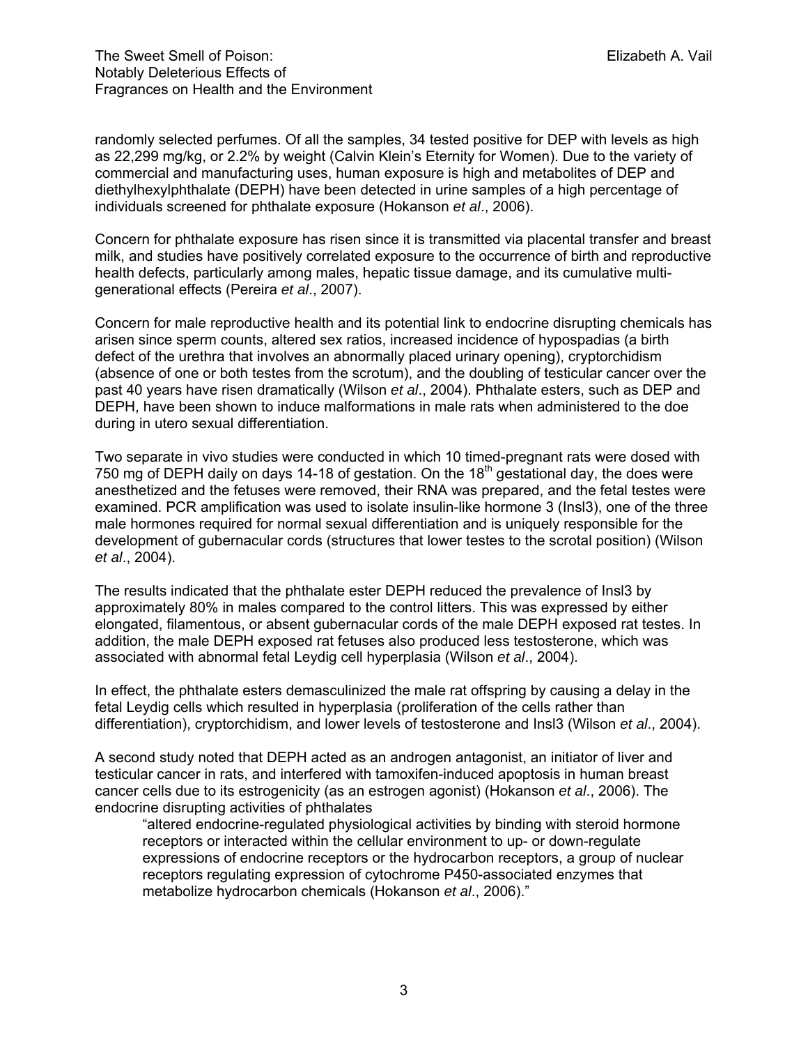randomly selected perfumes. Of all the samples, 34 tested positive for DEP with levels as high as 22,299 mg/kg, or 2.2% by weight (Calvin Klein's Eternity for Women). Due to the variety of commercial and manufacturing uses, human exposure is high and metabolites of DEP and diethylhexylphthalate (DEPH) have been detected in urine samples of a high percentage of individuals screened for phthalate exposure (Hokanson *et al*., 2006).

Concern for phthalate exposure has risen since it is transmitted via placental transfer and breast milk, and studies have positively correlated exposure to the occurrence of birth and reproductive health defects, particularly among males, hepatic tissue damage, and its cumulative multi-generational effects (Pereira *et al*., 2007).

Concern for male reproductive health and its potential link to endocrine disrupting chemicals has arisen since sperm counts, altered sex ratios, increased incidence of hypospadias (a birth defect of the urethra that involves an abnormally placed urinary opening), cryptorchidism (absence of one or both testes from the scrotum), and the doubling of testicular cancer over the past 40 years have risen dramatically (Wilson *et al*., 2004). Phthalate esters, such as DEP and DEPH, have been shown to induce malformations in male rats when administered to the doe during in utero sexual differentiation.

Two separate in vivo studies were conducted in which 10 timed-pregnant rats were dosed with 750 mg of DEPH daily on days 14-18 of gestation. On the 18th gestational day, the does were anesthetized and the fetuses were removed, their RNA was prepared, and the fetal testes were examined. PCR amplification was used to isolate insulin-like hormone 3 (Insl3), one of the three male hormones required for normal sexual differentiation and is uniquely responsible for the development of gubernacular cords (structures that lower testes to the scrotal position) (Wilson *et al*., 2004).

The results indicated that the phthalate ester DEPH reduced the prevalence of Insl3 by approximately 80% in males compared to the control litters. This was expressed by either elongated, filamentous, or absent gubernacular cords of the male DEPH exposed rat testes. In addition, the male DEPH exposed rat fetuses also produced less testosterone, which was associated with abnormal fetal Leydig cell hyperplasia (Wilson *et al*., 2004).

In effect, the phthalate esters demasculinized the male rat offspring by causing a delay in the fetal Leydig cells which resulted in hyperplasia (proliferation of the cells rather than differentiation), cryptorchidism, and lower levels of testosterone and Insl3 (Wilson *et al*., 2004).

A second study noted that DEPH acted as an androgen antagonist, an initiator of liver and testicular cancer in rats, and interfered with tamoxifen-induced apoptosis in human breast cancer cells due to its estrogenicity (as an estrogen agonist) (Hokanson *et al*., 2006). The endocrine disrupting activities of phthalates

> "altered endocrine-regulated physiological activities by binding with steroid hormone receptors or interacted within the cellular environment to up- or down-regulate expressions of endocrine receptors or the hydrocarbon receptors, a group of nuclear receptors regulating expression of cytochrome P450-associated enzymes that metabolize hydrocarbon chemicals (Hokanson *et al*., 2006)."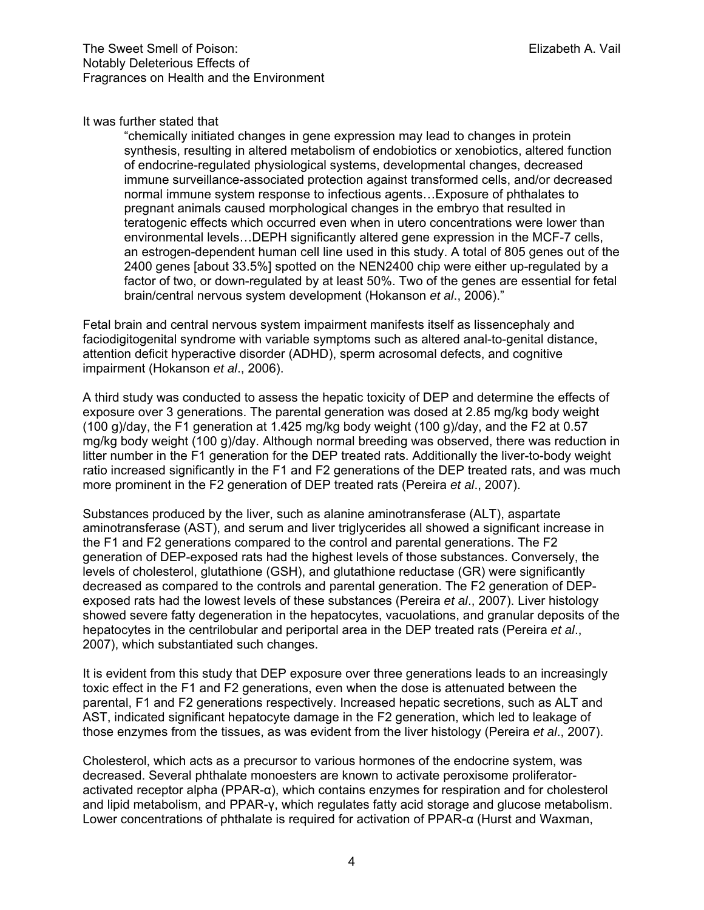It was further stated that

> "chemically initiated changes in gene expression may lead to changes in protein synthesis, resulting in altered metabolism of endobiotics or xenobiotics, altered function of endocrine-regulated physiological systems, developmental changes, decreased immune surveillance-associated protection against transformed cells, and/or decreased normal immune system response to infectious agents…Exposure of phthalates to pregnant animals caused morphological changes in the embryo that resulted in teratogenic effects which occurred even when in utero concentrations were lower than environmental levels…DEPH significantly altered gene expression in the MCF-7 cells, an estrogen-dependent human cell line used in this study. A total of 805 genes out of the 2400 genes [about 33.5%] spotted on the NEN2400 chip were either up-regulated by a factor of two, or down-regulated by at least 50%. Two of the genes are essential for fetal brain/central nervous system development (Hokanson *et al*., 2006)."

Fetal brain and central nervous system impairment manifests itself as lissencephaly and faciodigitogenital syndrome with variable symptoms such as altered anal-to-genital distance, attention deficit hyperactive disorder (ADHD), sperm acrosomal defects, and cognitive impairment (Hokanson *et al*., 2006).

A third study was conducted to assess the hepatic toxicity of DEP and determine the effects of exposure over 3 generations. The parental generation was dosed at 2.85 mg/kg body weight (100 g)/day, the F1 generation at 1.425 mg/kg body weight (100 g)/day, and the F2 at 0.57 mg/kg body weight (100 g)/day. Although normal breeding was observed, there was reduction in litter number in the F1 generation for the DEP treated rats. Additionally the liver-to-body weight ratio increased significantly in the F1 and F2 generations of the DEP treated rats, and was much more prominent in the F2 generation of DEP treated rats (Pereira *et al*., 2007).

Substances produced by the liver, such as alanine aminotransferase (ALT), aspartate aminotransferase (AST), and serum and liver triglycerides all showed a significant increase in the F1 and F2 generations compared to the control and parental generations. The F2 generation of DEP-exposed rats had the highest levels of those substances. Conversely, the levels of cholesterol, glutathione (GSH), and glutathione reductase (GR) were significantly decreased as compared to the controls and parental generation. The F2 generation of DEP-exposed rats had the lowest levels of these substances (Pereira *et al*., 2007). Liver histology showed severe fatty degeneration in the hepatocytes, vacuolations, and granular deposits of the hepatocytes in the centrilobular and periportal area in the DEP treated rats (Pereira *et al*., 2007), which substantiated such changes.

It is evident from this study that DEP exposure over three generations leads to an increasingly toxic effect in the F1 and F2 generations, even when the dose is attenuated between the parental, F1 and F2 generations respectively. Increased hepatic secretions, such as ALT and AST, indicated significant hepatocyte damage in the F2 generation, which led to leakage of those enzymes from the tissues, as was evident from the liver histology (Pereira *et al*., 2007).

Cholesterol, which acts as a precursor to various hormones of the endocrine system, was decreased. Several phthalate monoesters are known to activate peroxisome proliferator-activated receptor alpha (PPAR-α), which contains enzymes for respiration and for cholesterol and lipid metabolism, and PPAR-γ, which regulates fatty acid storage and glucose metabolism. Lower concentrations of phthalate is required for activation of PPAR-α (Hurst and Waxman,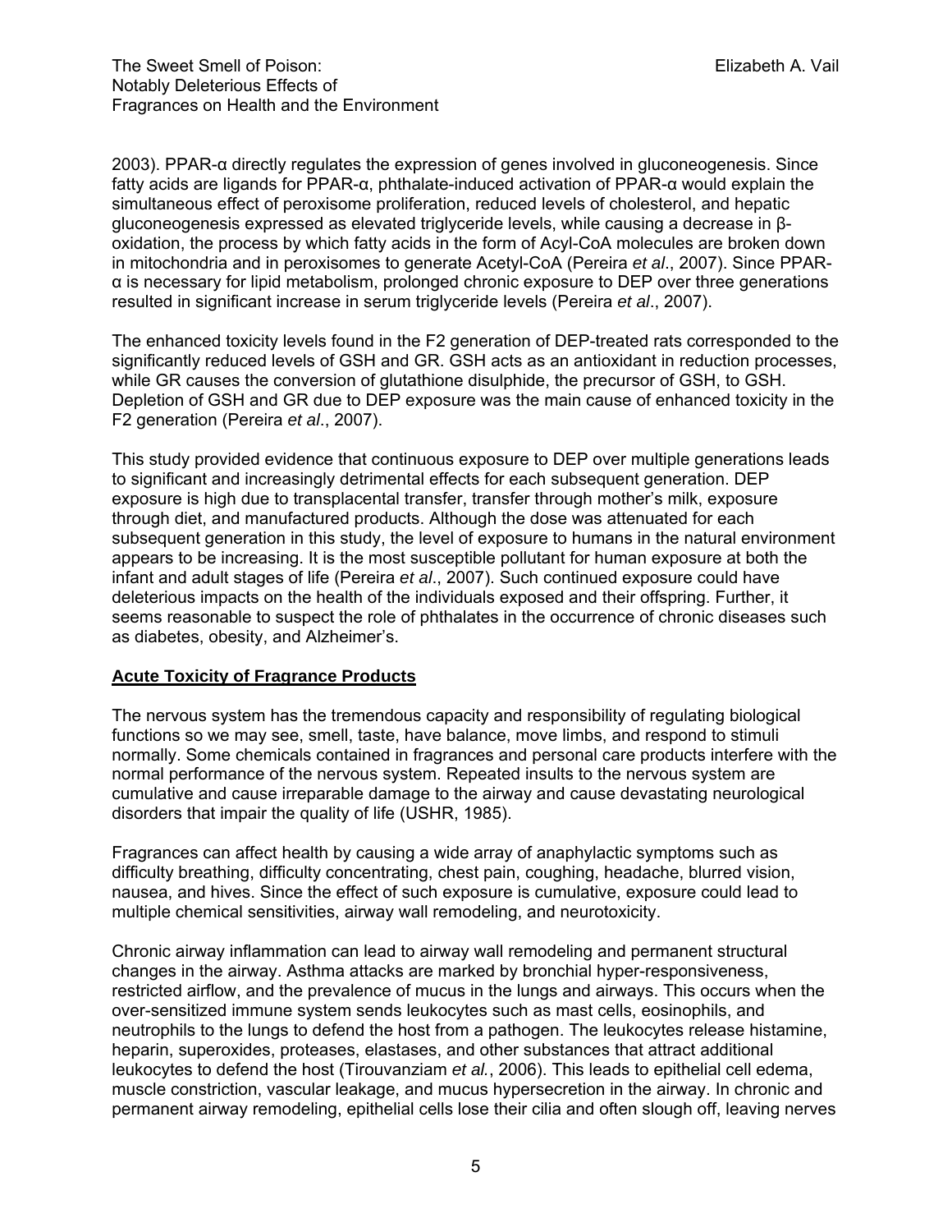2003). PPAR-α directly regulates the expression of genes involved in gluconeogenesis. Since fatty acids are ligands for PPAR-α, phthalate-induced activation of PPAR-α would explain the simultaneous effect of peroxisome proliferation, reduced levels of cholesterol, and hepatic gluconeogenesis expressed as elevated triglyceride levels, while causing a decrease in β-oxidation, the process by which fatty acids in the form of Acyl-CoA molecules are broken down in mitochondria and in peroxisomes to generate Acetyl-CoA (Pereira *et al*., 2007). Since PPAR-α is necessary for lipid metabolism, prolonged chronic exposure to DEP over three generations resulted in significant increase in serum triglyceride levels (Pereira *et al*., 2007).

The enhanced toxicity levels found in the F2 generation of DEP-treated rats corresponded to the significantly reduced levels of GSH and GR. GSH acts as an antioxidant in reduction processes, while GR causes the conversion of glutathione disulphide, the precursor of GSH, to GSH. Depletion of GSH and GR due to DEP exposure was the main cause of enhanced toxicity in the F2 generation (Pereira *et al*., 2007).

This study provided evidence that continuous exposure to DEP over multiple generations leads to significant and increasingly detrimental effects for each subsequent generation. DEP exposure is high due to transplacental transfer, transfer through mother's milk, exposure through diet, and manufactured products. Although the dose was attenuated for each subsequent generation in this study, the level of exposure to humans in the natural environment appears to be increasing. It is the most susceptible pollutant for human exposure at both the infant and adult stages of life (Pereira *et al*., 2007). Such continued exposure could have deleterious impacts on the health of the individuals exposed and their offspring. Further, it seems reasonable to suspect the role of phthalates in the occurrence of chronic diseases such as diabetes, obesity, and Alzheimer's.

## Acute Toxicity of Fragrance Products

The nervous system has the tremendous capacity and responsibility of regulating biological functions so we may see, smell, taste, have balance, move limbs, and respond to stimuli normally. Some chemicals contained in fragrances and personal care products interfere with the normal performance of the nervous system. Repeated insults to the nervous system are cumulative and cause irreparable damage to the airway and cause devastating neurological disorders that impair the quality of life (USHR, 1985).

Fragrances can affect health by causing a wide array of anaphylactic symptoms such as difficulty breathing, difficulty concentrating, chest pain, coughing, headache, blurred vision, nausea, and hives. Since the effect of such exposure is cumulative, exposure could lead to multiple chemical sensitivities, airway wall remodeling, and neurotoxicity.

Chronic airway inflammation can lead to airway wall remodeling and permanent structural changes in the airway. Asthma attacks are marked by bronchial hyper-responsiveness, restricted airflow, and the prevalence of mucus in the lungs and airways. This occurs when the over-sensitized immune system sends leukocytes such as mast cells, eosinophils, and neutrophils to the lungs to defend the host from a pathogen. The leukocytes release histamine, heparin, superoxides, proteases, elastases, and other substances that attract additional leukocytes to defend the host (Tirouvanziam *et al.*, 2006). This leads to epithelial cell edema, muscle constriction, vascular leakage, and mucus hypersecretion in the airway. In chronic and permanent airway remodeling, epithelial cells lose their cilia and often slough off, leaving nerves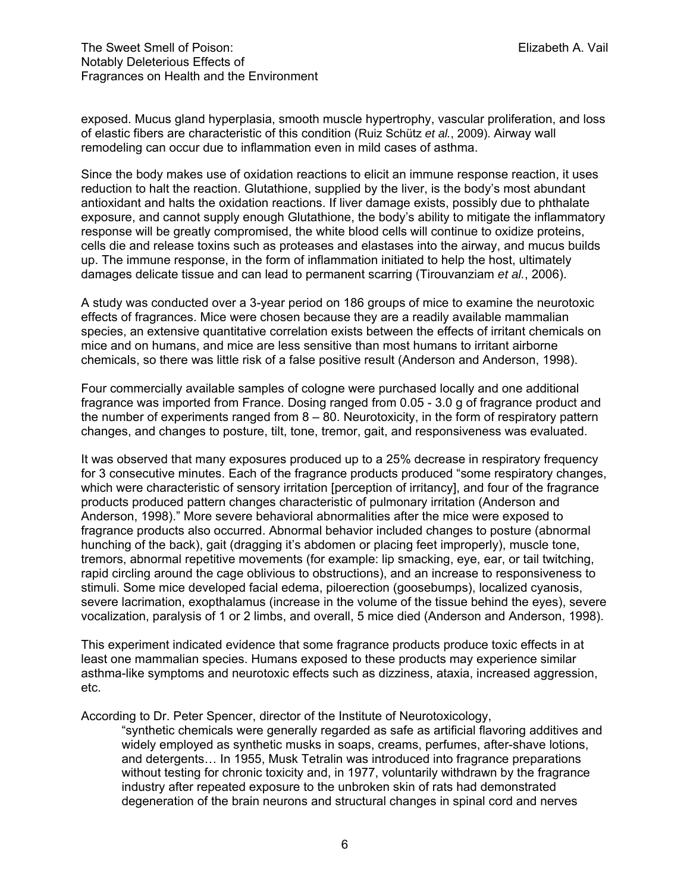exposed. Mucus gland hyperplasia, smooth muscle hypertrophy, vascular proliferation, and loss of elastic fibers are characteristic of this condition (Ruiz Schütz *et al.*, 2009). Airway wall remodeling can occur due to inflammation even in mild cases of asthma.

Since the body makes use of oxidation reactions to elicit an immune response reaction, it uses reduction to halt the reaction. Glutathione, supplied by the liver, is the body's most abundant antioxidant and halts the oxidation reactions. If liver damage exists, possibly due to phthalate exposure, and cannot supply enough Glutathione, the body's ability to mitigate the inflammatory response will be greatly compromised, the white blood cells will continue to oxidize proteins, cells die and release toxins such as proteases and elastases into the airway, and mucus builds up. The immune response, in the form of inflammation initiated to help the host, ultimately damages delicate tissue and can lead to permanent scarring (Tirouvanziam *et al.*, 2006).

A study was conducted over a 3-year period on 186 groups of mice to examine the neurotoxic effects of fragrances. Mice were chosen because they are a readily available mammalian species, an extensive quantitative correlation exists between the effects of irritant chemicals on mice and on humans, and mice are less sensitive than most humans to irritant airborne chemicals, so there was little risk of a false positive result (Anderson and Anderson, 1998).

Four commercially available samples of cologne were purchased locally and one additional fragrance was imported from France. Dosing ranged from 0.05 - 3.0 g of fragrance product and the number of experiments ranged from 8 – 80. Neurotoxicity, in the form of respiratory pattern changes, and changes to posture, tilt, tone, tremor, gait, and responsiveness was evaluated.

It was observed that many exposures produced up to a 25% decrease in respiratory frequency for 3 consecutive minutes. Each of the fragrance products produced "some respiratory changes, which were characteristic of sensory irritation [perception of irritancy], and four of the fragrance products produced pattern changes characteristic of pulmonary irritation (Anderson and Anderson, 1998)." More severe behavioral abnormalities after the mice were exposed to fragrance products also occurred. Abnormal behavior included changes to posture (abnormal hunching of the back), gait (dragging it's abdomen or placing feet improperly), muscle tone, tremors, abnormal repetitive movements (for example: lip smacking, eye, ear, or tail twitching, rapid circling around the cage oblivious to obstructions), and an increase to responsiveness to stimuli. Some mice developed facial edema, piloerection (goosebumps), localized cyanosis, severe lacrimation, exopthalamus (increase in the volume of the tissue behind the eyes), severe vocalization, paralysis of 1 or 2 limbs, and overall, 5 mice died (Anderson and Anderson, 1998).

This experiment indicated evidence that some fragrance products produce toxic effects in at least one mammalian species. Humans exposed to these products may experience similar asthma-like symptoms and neurotoxic effects such as dizziness, ataxia, increased aggression, etc.

According to Dr. Peter Spencer, director of the Institute of Neurotoxicology,

> "synthetic chemicals were generally regarded as safe as artificial flavoring additives and widely employed as synthetic musks in soaps, creams, perfumes, after-shave lotions, and detergents… In 1955, Musk Tetralin was introduced into fragrance preparations without testing for chronic toxicity and, in 1977, voluntarily withdrawn by the fragrance industry after repeated exposure to the unbroken skin of rats had demonstrated degeneration of the brain neurons and structural changes in spinal cord and nerves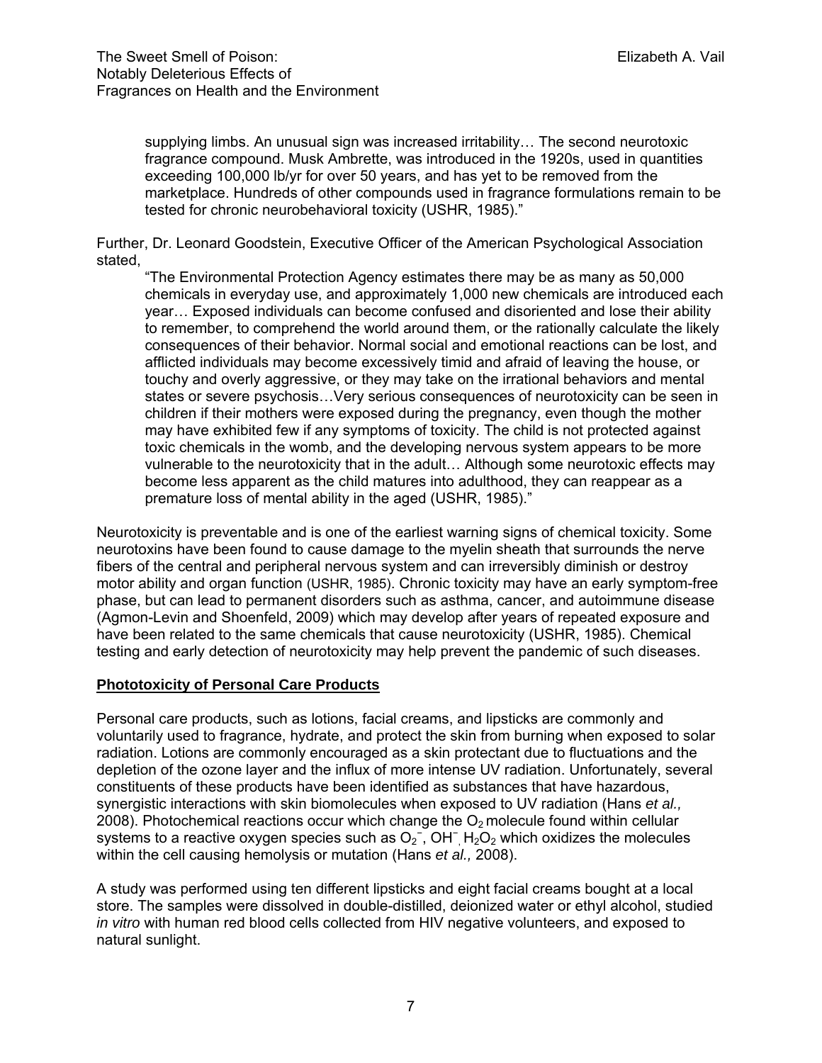> supplying limbs. An unusual sign was increased irritability… The second neurotoxic fragrance compound. Musk Ambrette, was introduced in the 1920s, used in quantities exceeding 100,000 lb/yr for over 50 years, and has yet to be removed from the marketplace. Hundreds of other compounds used in fragrance formulations remain to be tested for chronic neurobehavioral toxicity (USHR, 1985)."

Further, Dr. Leonard Goodstein, Executive Officer of the American Psychological Association stated,

> "The Environmental Protection Agency estimates there may be as many as 50,000 chemicals in everyday use, and approximately 1,000 new chemicals are introduced each year… Exposed individuals can become confused and disoriented and lose their ability to remember, to comprehend the world around them, or the rationally calculate the likely consequences of their behavior. Normal social and emotional reactions can be lost, and afflicted individuals may become excessively timid and afraid of leaving the house, or touchy and overly aggressive, or they may take on the irrational behaviors and mental states or severe psychosis…Very serious consequences of neurotoxicity can be seen in children if their mothers were exposed during the pregnancy, even though the mother may have exhibited few if any symptoms of toxicity. The child is not protected against toxic chemicals in the womb, and the developing nervous system appears to be more vulnerable to the neurotoxicity that in the adult… Although some neurotoxic effects may become less apparent as the child matures into adulthood, they can reappear as a premature loss of mental ability in the aged (USHR, 1985)."

Neurotoxicity is preventable and is one of the earliest warning signs of chemical toxicity. Some neurotoxins have been found to cause damage to the myelin sheath that surrounds the nerve fibers of the central and peripheral nervous system and can irreversibly diminish or destroy motor ability and organ function (USHR, 1985). Chronic toxicity may have an early symptom-free phase, but can lead to permanent disorders such as asthma, cancer, and autoimmune disease (Agmon-Levin and Shoenfeld, 2009) which may develop after years of repeated exposure and have been related to the same chemicals that cause neurotoxicity (USHR, 1985). Chemical testing and early detection of neurotoxicity may help prevent the pandemic of such diseases.

## Phototoxicity of Personal Care Products

Personal care products, such as lotions, facial creams, and lipsticks are commonly and voluntarily used to fragrance, hydrate, and protect the skin from burning when exposed to solar radiation. Lotions are commonly encouraged as a skin protectant due to fluctuations and the depletion of the ozone layer and the influx of more intense UV radiation. Unfortunately, several constituents of these products have been identified as substances that have hazardous, synergistic interactions with skin biomolecules when exposed to UV radiation (Hans *et al.,* 2008). Photochemical reactions occur which change the $O_2$ molecule found within cellular systems to a reactive oxygen species such as $O_2^-$, $OH^-$, $H_2O_2$ which oxidizes the molecules within the cell causing hemolysis or mutation (Hans *et al.,* 2008).

A study was performed using ten different lipsticks and eight facial creams bought at a local store. The samples were dissolved in double-distilled, deionized water or ethyl alcohol, studied *in vitro* with human red blood cells collected from HIV negative volunteers, and exposed to natural sunlight.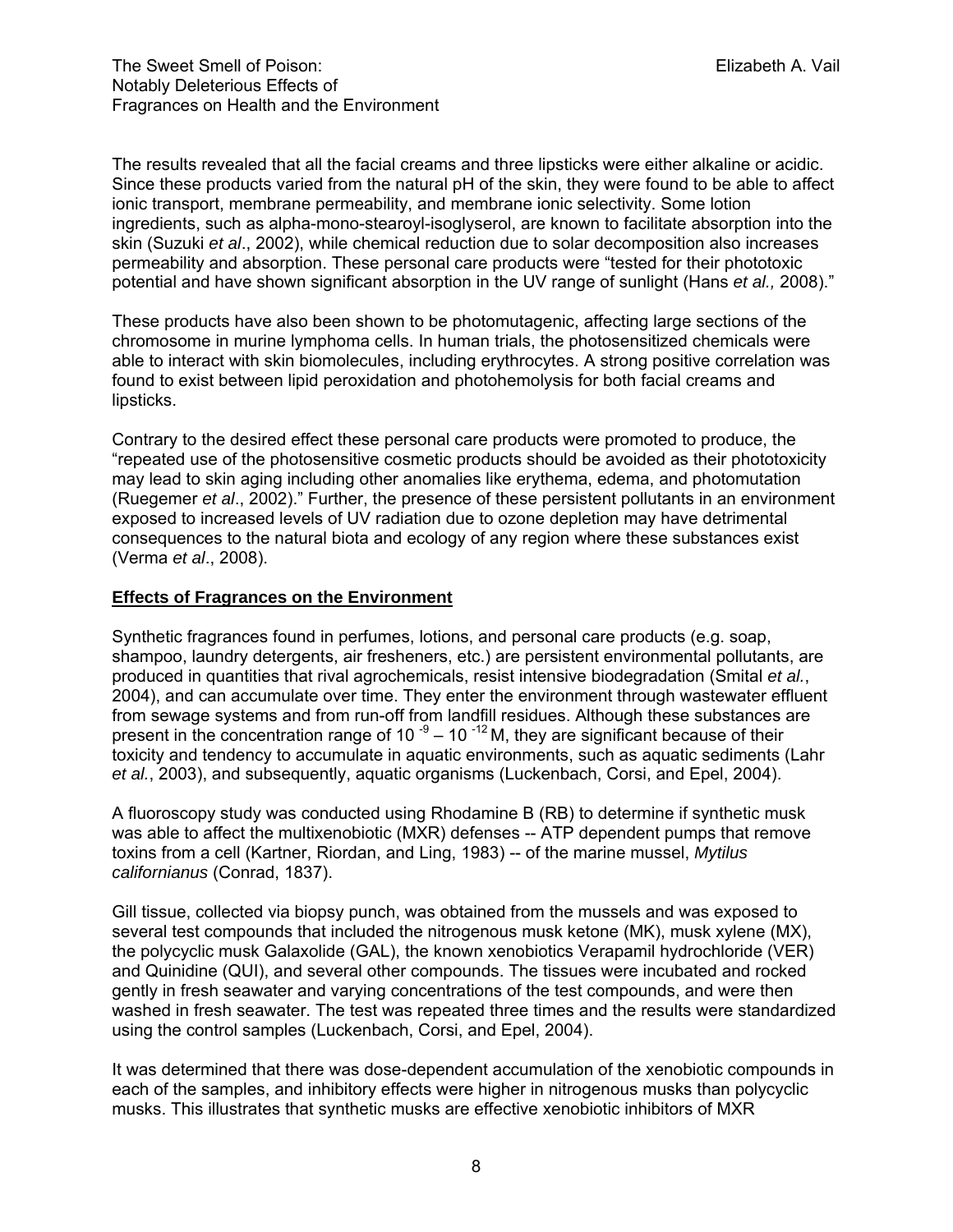The results revealed that all the facial creams and three lipsticks were either alkaline or acidic. Since these products varied from the natural pH of the skin, they were found to be able to affect ionic transport, membrane permeability, and membrane ionic selectivity. Some lotion ingredients, such as alpha-mono-stearoyl-isoglyserol, are known to facilitate absorption into the skin (Suzuki *et al*., 2002), while chemical reduction due to solar decomposition also increases permeability and absorption. These personal care products were "tested for their phototoxic potential and have shown significant absorption in the UV range of sunlight (Hans *et al.,* 2008)."

These products have also been shown to be photomutagenic, affecting large sections of the chromosome in murine lymphoma cells. In human trials, the photosensitized chemicals were able to interact with skin biomolecules, including erythrocytes. A strong positive correlation was found to exist between lipid peroxidation and photohemolysis for both facial creams and lipsticks.

Contrary to the desired effect these personal care products were promoted to produce, the "repeated use of the photosensitive cosmetic products should be avoided as their phototoxicity may lead to skin aging including other anomalies like erythema, edema, and photomutation (Ruegemer *et al*., 2002)." Further, the presence of these persistent pollutants in an environment exposed to increased levels of UV radiation due to ozone depletion may have detrimental consequences to the natural biota and ecology of any region where these substances exist (Verma *et al*., 2008).

## Effects of Fragrances on the Environment

Synthetic fragrances found in perfumes, lotions, and personal care products (e.g. soap, shampoo, laundry detergents, air fresheners, etc.) are persistent environmental pollutants, are produced in quantities that rival agrochemicals, resist intensive biodegradation (Smital *et al.*, 2004), and can accumulate over time. They enter the environment through wastewater effluent from sewage systems and from run-off from landfill residues. Although these substances are present in the concentration range of $10^{-9} - 10^{-12}$ M, they are significant because of their toxicity and tendency to accumulate in aquatic environments, such as aquatic sediments (Lahr *et al.*, 2003), and subsequently, aquatic organisms (Luckenbach, Corsi, and Epel, 2004).

A fluoroscopy study was conducted using Rhodamine B (RB) to determine if synthetic musk was able to affect the multixenobiotic (MXR) defenses -- ATP dependent pumps that remove toxins from a cell (Kartner, Riordan, and Ling, 1983) -- of the marine mussel, *Mytilus californianus* (Conrad, 1837).

Gill tissue, collected via biopsy punch, was obtained from the mussels and was exposed to several test compounds that included the nitrogenous musk ketone (MK), musk xylene (MX), the polycyclic musk Galaxolide (GAL), the known xenobiotics Verapamil hydrochloride (VER) and Quinidine (QUI), and several other compounds. The tissues were incubated and rocked gently in fresh seawater and varying concentrations of the test compounds, and were then washed in fresh seawater. The test was repeated three times and the results were standardized using the control samples (Luckenbach, Corsi, and Epel, 2004).

It was determined that there was dose-dependent accumulation of the xenobiotic compounds in each of the samples, and inhibitory effects were higher in nitrogenous musks than polycyclic musks. This illustrates that synthetic musks are effective xenobiotic inhibitors of MXR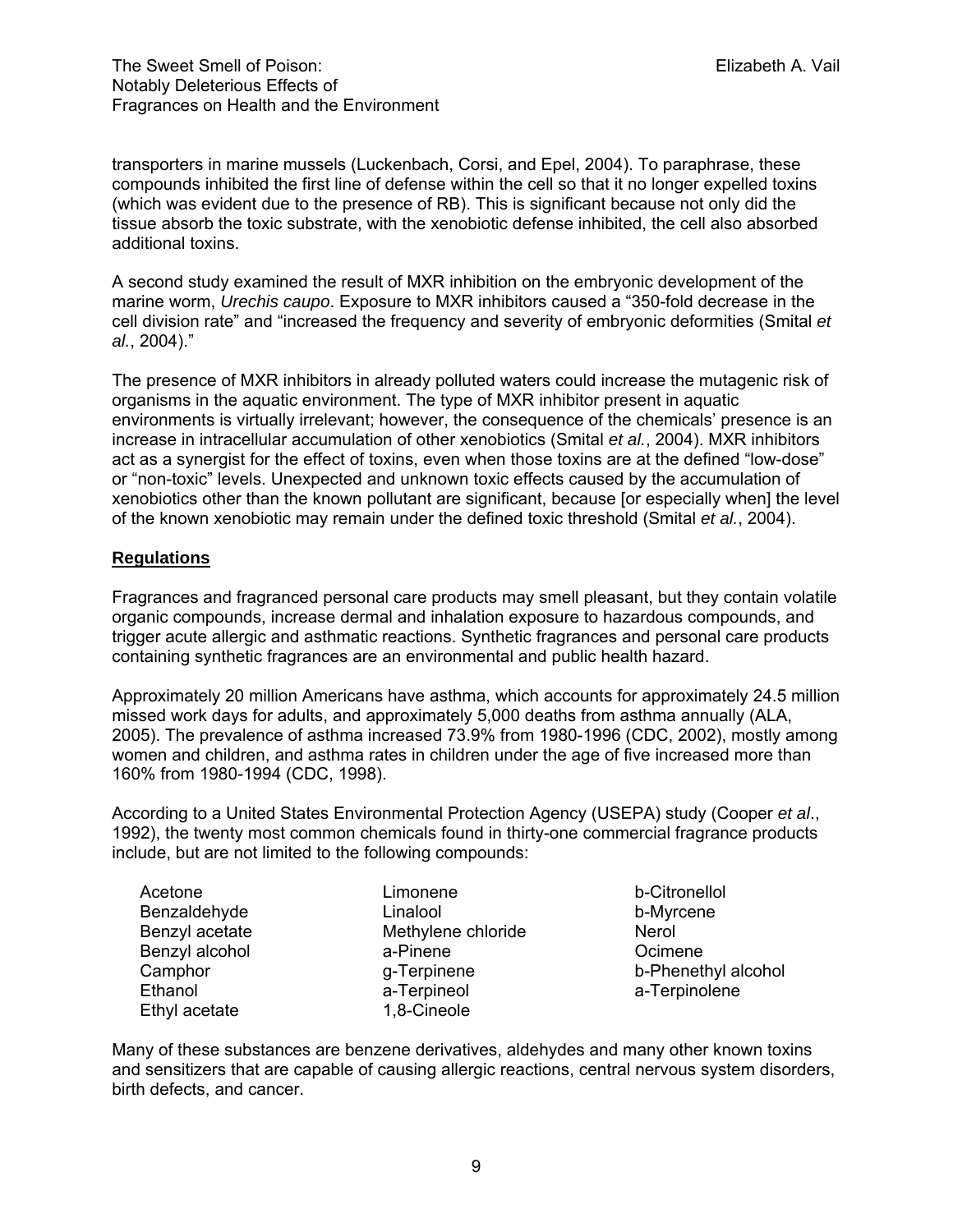transporters in marine mussels (Luckenbach, Corsi, and Epel, 2004). To paraphrase, these compounds inhibited the first line of defense within the cell so that it no longer expelled toxins (which was evident due to the presence of RB). This is significant because not only did the tissue absorb the toxic substrate, with the xenobiotic defense inhibited, the cell also absorbed additional toxins.

A second study examined the result of MXR inhibition on the embryonic development of the marine worm, *Urechis caupo*. Exposure to MXR inhibitors caused a "350-fold decrease in the cell division rate" and "increased the frequency and severity of embryonic deformities (Smital *et al.*, 2004)."

The presence of MXR inhibitors in already polluted waters could increase the mutagenic risk of organisms in the aquatic environment. The type of MXR inhibitor present in aquatic environments is virtually irrelevant; however, the consequence of the chemicals' presence is an increase in intracellular accumulation of other xenobiotics (Smital *et al.*, 2004). MXR inhibitors act as a synergist for the effect of toxins, even when those toxins are at the defined "low-dose" or "non-toxic" levels. Unexpected and unknown toxic effects caused by the accumulation of xenobiotics other than the known pollutant are significant, because [or especially when] the level of the known xenobiotic may remain under the defined toxic threshold (Smital *et al.*, 2004).

## Regulations

Fragrances and fragranced personal care products may smell pleasant, but they contain volatile organic compounds, increase dermal and inhalation exposure to hazardous compounds, and trigger acute allergic and asthmatic reactions. Synthetic fragrances and personal care products containing synthetic fragrances are an environmental and public health hazard.

Approximately 20 million Americans have asthma, which accounts for approximately 24.5 million missed work days for adults, and approximately 5,000 deaths from asthma annually (ALA, 2005). The prevalence of asthma increased 73.9% from 1980-1996 (CDC, 2002), mostly among women and children, and asthma rates in children under the age of five increased more than 160% from 1980-1994 (CDC, 1998).

According to a United States Environmental Protection Agency (USEPA) study (Cooper *et al*., 1992), the twenty most common chemicals found in thirty-one commercial fragrance products include, but are not limited to the following compounds:

| | | |
|---|---|---|
| Acetone | Limonene | b-Citronellol |
| Benzaldehyde | Linalool | b-Myrcene |
| Benzyl acetate | Methylene chloride | Nerol |
| Benzyl alcohol | a-Pinene | Ocimene |
| Camphor | g-Terpinene | b-Phenethyl alcohol |
| Ethanol | a-Terpineol | a-Terpinolene |
| Ethyl acetate | 1,8-Cineole | |

Many of these substances are benzene derivatives, aldehydes and many other known toxins and sensitizers that are capable of causing allergic reactions, central nervous system disorders, birth defects, and cancer.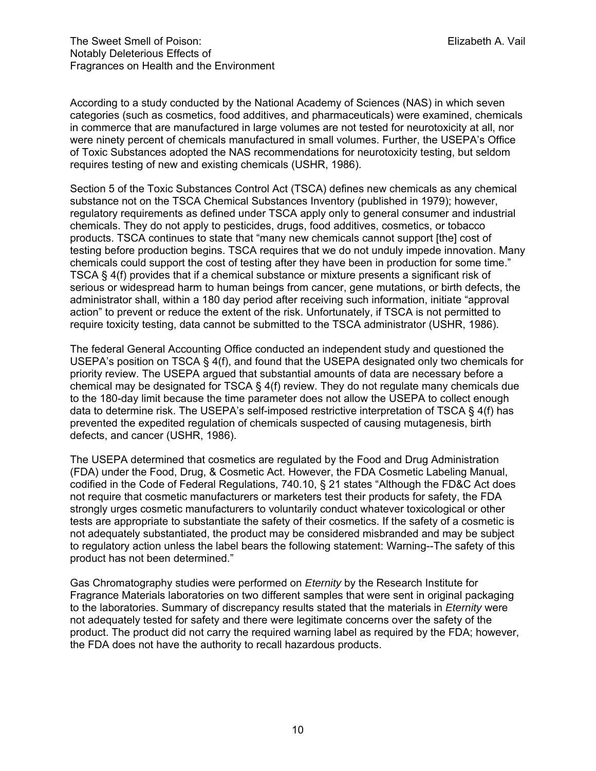According to a study conducted by the National Academy of Sciences (NAS) in which seven categories (such as cosmetics, food additives, and pharmaceuticals) were examined, chemicals in commerce that are manufactured in large volumes are not tested for neurotoxicity at all, nor were ninety percent of chemicals manufactured in small volumes. Further, the USEPA's Office of Toxic Substances adopted the NAS recommendations for neurotoxicity testing, but seldom requires testing of new and existing chemicals (USHR, 1986).

Section 5 of the Toxic Substances Control Act (TSCA) defines new chemicals as any chemical substance not on the TSCA Chemical Substances Inventory (published in 1979); however, regulatory requirements as defined under TSCA apply only to general consumer and industrial chemicals. They do not apply to pesticides, drugs, food additives, cosmetics, or tobacco products. TSCA continues to state that "many new chemicals cannot support [the] cost of testing before production begins. TSCA requires that we do not unduly impede innovation. Many chemicals could support the cost of testing after they have been in production for some time." TSCA § 4(f) provides that if a chemical substance or mixture presents a significant risk of serious or widespread harm to human beings from cancer, gene mutations, or birth defects, the administrator shall, within a 180 day period after receiving such information, initiate "approval action" to prevent or reduce the extent of the risk. Unfortunately, if TSCA is not permitted to require toxicity testing, data cannot be submitted to the TSCA administrator (USHR, 1986).

The federal General Accounting Office conducted an independent study and questioned the USEPA's position on TSCA § 4(f), and found that the USEPA designated only two chemicals for priority review. The USEPA argued that substantial amounts of data are necessary before a chemical may be designated for TSCA § 4(f) review. They do not regulate many chemicals due to the 180-day limit because the time parameter does not allow the USEPA to collect enough data to determine risk. The USEPA's self-imposed restrictive interpretation of TSCA § 4(f) has prevented the expedited regulation of chemicals suspected of causing mutagenesis, birth defects, and cancer (USHR, 1986).

The USEPA determined that cosmetics are regulated by the Food and Drug Administration (FDA) under the Food, Drug, & Cosmetic Act. However, the FDA Cosmetic Labeling Manual, codified in the Code of Federal Regulations, 740.10, § 21 states "Although the FD&C Act does not require that cosmetic manufacturers or marketers test their products for safety, the FDA strongly urges cosmetic manufacturers to voluntarily conduct whatever toxicological or other tests are appropriate to substantiate the safety of their cosmetics. If the safety of a cosmetic is not adequately substantiated, the product may be considered misbranded and may be subject to regulatory action unless the label bears the following statement: Warning--The safety of this product has not been determined."

Gas Chromatography studies were performed on *Eternity* by the Research Institute for Fragrance Materials laboratories on two different samples that were sent in original packaging to the laboratories. Summary of discrepancy results stated that the materials in *Eternity* were not adequately tested for safety and there were legitimate concerns over the safety of the product. The product did not carry the required warning label as required by the FDA; however, the FDA does not have the authority to recall hazardous products.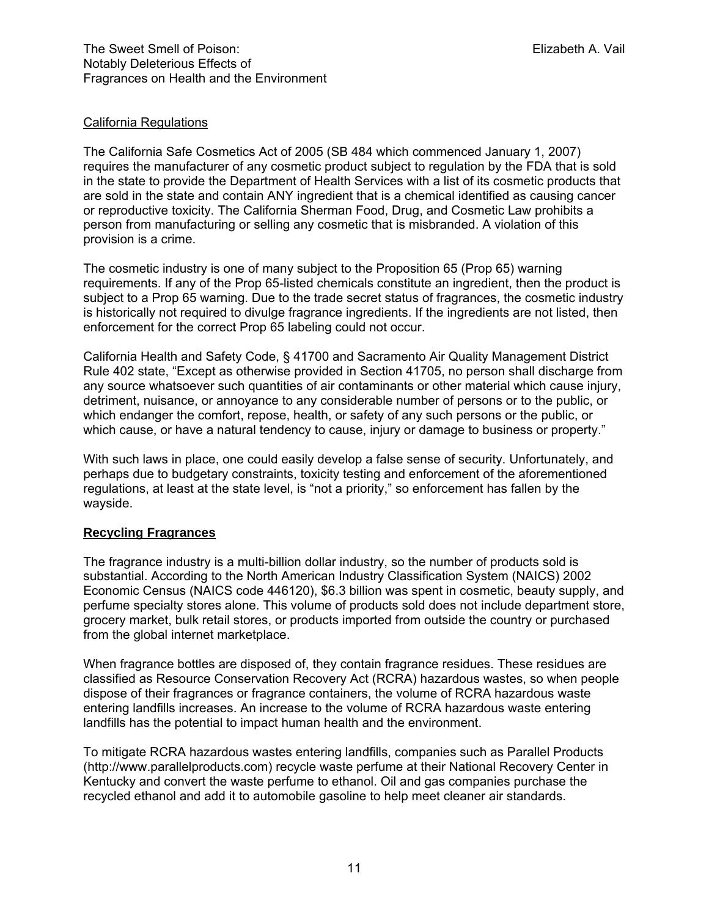California Regulations

The California Safe Cosmetics Act of 2005 (SB 484 which commenced January 1, 2007) requires the manufacturer of any cosmetic product subject to regulation by the FDA that is sold in the state to provide the Department of Health Services with a list of its cosmetic products that are sold in the state and contain ANY ingredient that is a chemical identified as causing cancer or reproductive toxicity. The California Sherman Food, Drug, and Cosmetic Law prohibits a person from manufacturing or selling any cosmetic that is misbranded. A violation of this provision is a crime.

The cosmetic industry is one of many subject to the Proposition 65 (Prop 65) warning requirements. If any of the Prop 65-listed chemicals constitute an ingredient, then the product is subject to a Prop 65 warning. Due to the trade secret status of fragrances, the cosmetic industry is historically not required to divulge fragrance ingredients. If the ingredients are not listed, then enforcement for the correct Prop 65 labeling could not occur.

California Health and Safety Code, § 41700 and Sacramento Air Quality Management District Rule 402 state, "Except as otherwise provided in Section 41705, no person shall discharge from any source whatsoever such quantities of air contaminants or other material which cause injury, detriment, nuisance, or annoyance to any considerable number of persons or to the public, or which endanger the comfort, repose, health, or safety of any such persons or the public, or which cause, or have a natural tendency to cause, injury or damage to business or property."

With such laws in place, one could easily develop a false sense of security. Unfortunately, and perhaps due to budgetary constraints, toxicity testing and enforcement of the aforementioned regulations, at least at the state level, is "not a priority," so enforcement has fallen by the wayside.

## Recycling Fragrances

The fragrance industry is a multi-billion dollar industry, so the number of products sold is substantial. According to the North American Industry Classification System (NAICS) 2002 Economic Census (NAICS code 446120), $6.3 billion was spent in cosmetic, beauty supply, and perfume specialty stores alone. This volume of products sold does not include department store, grocery market, bulk retail stores, or products imported from outside the country or purchased from the global internet marketplace.

When fragrance bottles are disposed of, they contain fragrance residues. These residues are classified as Resource Conservation Recovery Act (RCRA) hazardous wastes, so when people dispose of their fragrances or fragrance containers, the volume of RCRA hazardous waste entering landfills increases. An increase to the volume of RCRA hazardous waste entering landfills has the potential to impact human health and the environment.

To mitigate RCRA hazardous wastes entering landfills, companies such as Parallel Products (http://www.parallelproducts.com) recycle waste perfume at their National Recovery Center in Kentucky and convert the waste perfume to ethanol. Oil and gas companies purchase the recycled ethanol and add it to automobile gasoline to help meet cleaner air standards.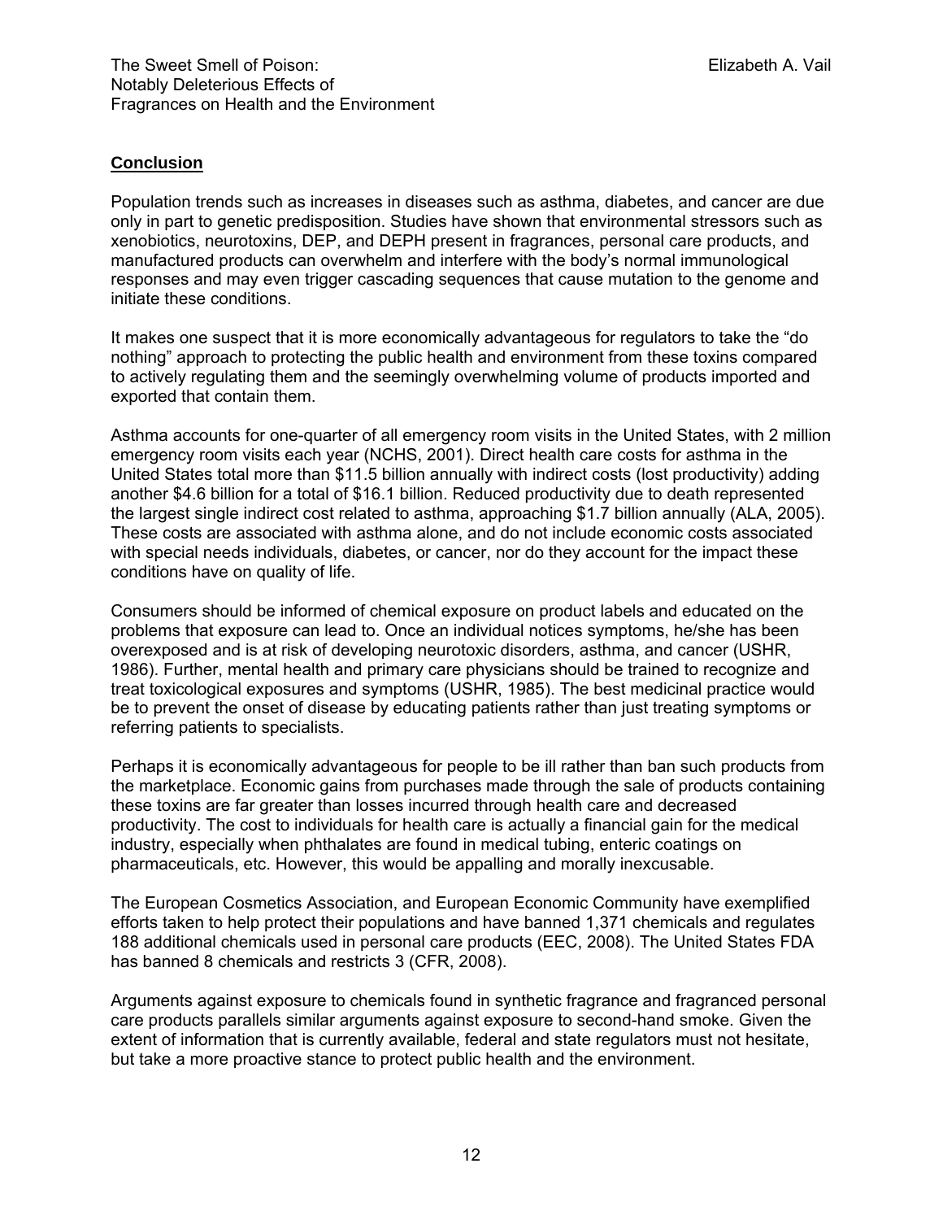## Conclusion

Population trends such as increases in diseases such as asthma, diabetes, and cancer are due only in part to genetic predisposition. Studies have shown that environmental stressors such as xenobiotics, neurotoxins, DEP, and DEPH present in fragrances, personal care products, and manufactured products can overwhelm and interfere with the body's normal immunological responses and may even trigger cascading sequences that cause mutation to the genome and initiate these conditions.

It makes one suspect that it is more economically advantageous for regulators to take the "do nothing" approach to protecting the public health and environment from these toxins compared to actively regulating them and the seemingly overwhelming volume of products imported and exported that contain them.

Asthma accounts for one-quarter of all emergency room visits in the United States, with 2 million emergency room visits each year (NCHS, 2001). Direct health care costs for asthma in the United States total more than $11.5 billion annually with indirect costs (lost productivity) adding another $4.6 billion for a total of $16.1 billion. Reduced productivity due to death represented the largest single indirect cost related to asthma, approaching $1.7 billion annually (ALA, 2005). These costs are associated with asthma alone, and do not include economic costs associated with special needs individuals, diabetes, or cancer, nor do they account for the impact these conditions have on quality of life.

Consumers should be informed of chemical exposure on product labels and educated on the problems that exposure can lead to. Once an individual notices symptoms, he/she has been overexposed and is at risk of developing neurotoxic disorders, asthma, and cancer (USHR, 1986). Further, mental health and primary care physicians should be trained to recognize and treat toxicological exposures and symptoms (USHR, 1985). The best medicinal practice would be to prevent the onset of disease by educating patients rather than just treating symptoms or referring patients to specialists.

Perhaps it is economically advantageous for people to be ill rather than ban such products from the marketplace. Economic gains from purchases made through the sale of products containing these toxins are far greater than losses incurred through health care and decreased productivity. The cost to individuals for health care is actually a financial gain for the medical industry, especially when phthalates are found in medical tubing, enteric coatings on pharmaceuticals, etc. However, this would be appalling and morally inexcusable.

The European Cosmetics Association, and European Economic Community have exemplified efforts taken to help protect their populations and have banned 1,371 chemicals and regulates 188 additional chemicals used in personal care products (EEC, 2008). The United States FDA has banned 8 chemicals and restricts 3 (CFR, 2008).

Arguments against exposure to chemicals found in synthetic fragrance and fragranced personal care products parallels similar arguments against exposure to second-hand smoke. Given the extent of information that is currently available, federal and state regulators must not hesitate, but take a more proactive stance to protect public health and the environment.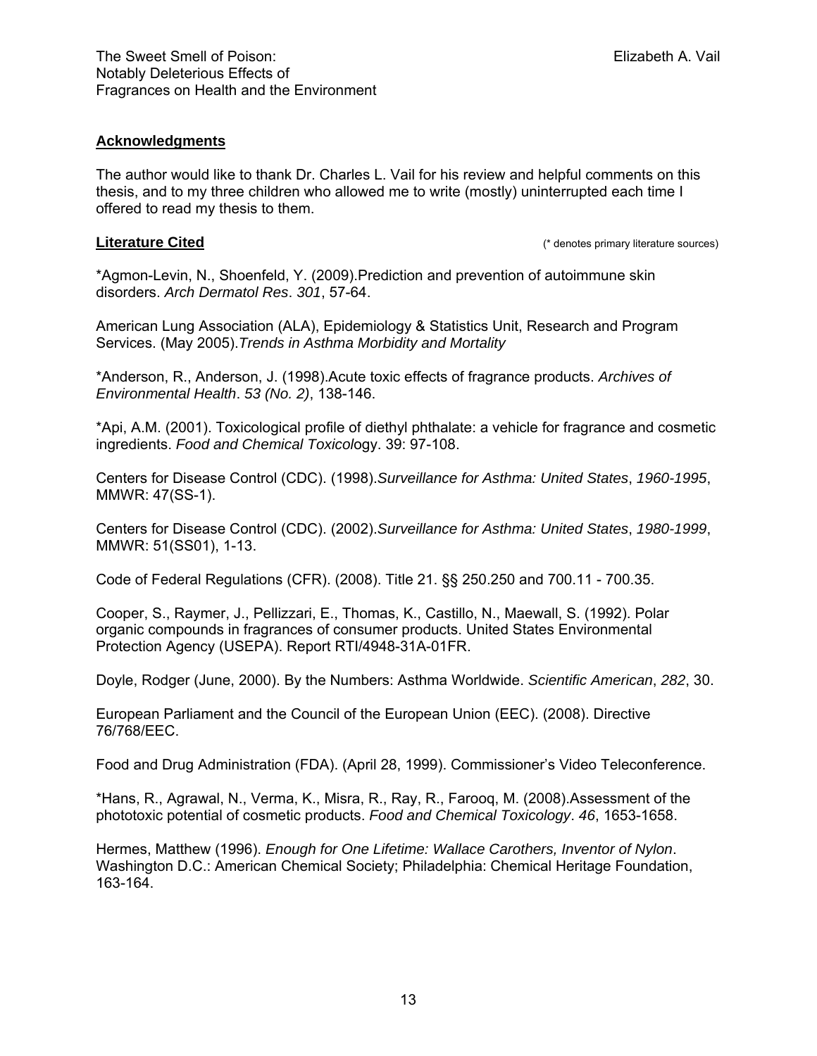## Acknowledgments

The author would like to thank Dr. Charles L. Vail for his review and helpful comments on this thesis, and to my three children who allowed me to write (mostly) uninterrupted each time I offered to read my thesis to them.

## Literature Cited

(* denotes primary literature sources)

*Agmon-Levin, N., Shoenfeld, Y. (2009).Prediction and prevention of autoimmune skin disorders. *Arch Dermatol Res*. *301*, 57-64.

American Lung Association (ALA), Epidemiology & Statistics Unit, Research and Program Services. (May 2005).*Trends in Asthma Morbidity and Mortality*

*Anderson, R., Anderson, J. (1998).Acute toxic effects of fragrance products. *Archives of Environmental Health*. *53 (No. 2)*, 138-146.

*Api, A.M. (2001). Toxicological profile of diethyl phthalate: a vehicle for fragrance and cosmetic ingredients. *Food and Chemical Toxicol*ogy. 39: 97-108.

Centers for Disease Control (CDC). (1998).*Surveillance for Asthma: United States*, *1960-1995*, MMWR: 47(SS-1).

Centers for Disease Control (CDC). (2002).*Surveillance for Asthma: United States*, *1980-1999*, MMWR: 51(SS01), 1-13.

Code of Federal Regulations (CFR). (2008). Title 21. §§ 250.250 and 700.11 - 700.35.

Cooper, S., Raymer, J., Pellizzari, E., Thomas, K., Castillo, N., Maewall, S. (1992). Polar organic compounds in fragrances of consumer products. United States Environmental Protection Agency (USEPA). Report RTI/4948-31A-01FR.

Doyle, Rodger (June, 2000). By the Numbers: Asthma Worldwide. *Scientific American*, *282*, 30.

European Parliament and the Council of the European Union (EEC). (2008). Directive 76/768/EEC.

Food and Drug Administration (FDA). (April 28, 1999). Commissioner's Video Teleconference.

*Hans, R., Agrawal, N., Verma, K., Misra, R., Ray, R., Farooq, M. (2008).Assessment of the phototoxic potential of cosmetic products. *Food and Chemical Toxicology*. *46*, 1653-1658.

Hermes, Matthew (1996). *Enough for One Lifetime: Wallace Carothers, Inventor of Nylon*. Washington D.C.: American Chemical Society; Philadelphia: Chemical Heritage Foundation, 163-164.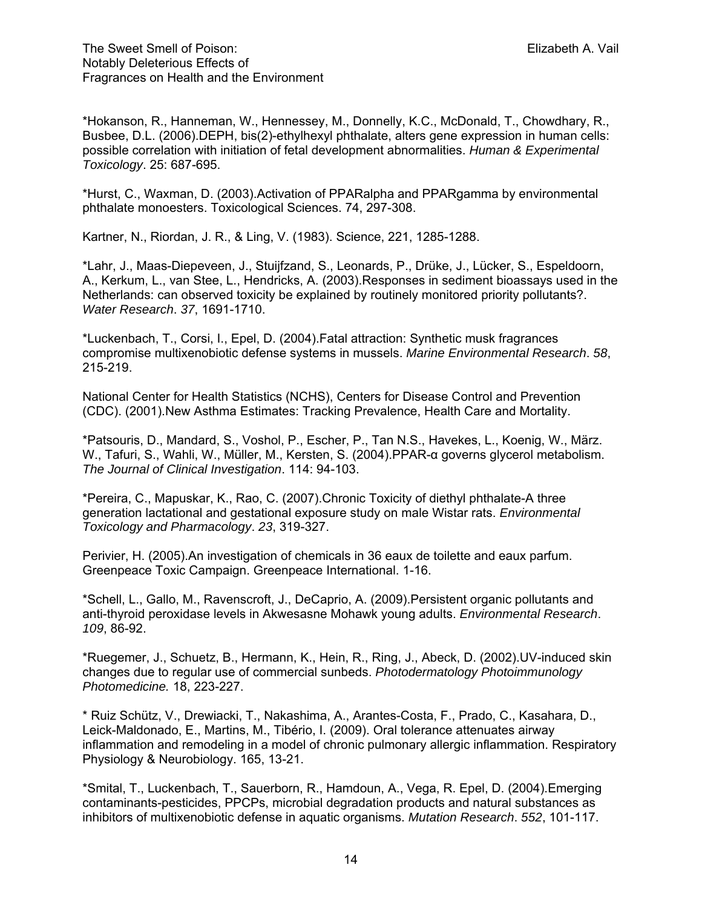*Hokanson, R., Hanneman, W., Hennessey, M., Donnelly, K.C., McDonald, T., Chowdhary, R., Busbee, D.L. (2006).DEPH, bis(2)-ethylhexyl phthalate, alters gene expression in human cells: possible correlation with initiation of fetal development abnormalities. *Human & Experimental Toxicology*. 25: 687-695.

*Hurst, C., Waxman, D. (2003).Activation of PPARalpha and PPARgamma by environmental phthalate monoesters. Toxicological Sciences. 74, 297-308.

Kartner, N., Riordan, J. R., & Ling, V. (1983). Science, 221, 1285-1288.

*Lahr, J., Maas-Diepeveen, J., Stuijfzand, S., Leonards, P., Drüke, J., Lücker, S., Espeldoorn, A., Kerkum, L., van Stee, L., Hendricks, A. (2003).Responses in sediment bioassays used in the Netherlands: can observed toxicity be explained by routinely monitored priority pollutants?. *Water Research*. *37*, 1691-1710.

*Luckenbach, T., Corsi, I., Epel, D. (2004).Fatal attraction: Synthetic musk fragrances compromise multixenobiotic defense systems in mussels. *Marine Environmental Research*. *58*, 215-219.

National Center for Health Statistics (NCHS), Centers for Disease Control and Prevention (CDC). (2001).New Asthma Estimates: Tracking Prevalence, Health Care and Mortality.

*Patsouris, D., Mandard, S., Voshol, P., Escher, P., Tan N.S., Havekes, L., Koenig, W., März. W., Tafuri, S., Wahli, W., Müller, M., Kersten, S. (2004).PPAR-α governs glycerol metabolism. *The Journal of Clinical Investigation*. 114: 94-103.

*Pereira, C., Mapuskar, K., Rao, C. (2007).Chronic Toxicity of diethyl phthalate-A three generation lactational and gestational exposure study on male Wistar rats. *Environmental Toxicology and Pharmacology*. *23*, 319-327.

Perivier, H. (2005).An investigation of chemicals in 36 eaux de toilette and eaux parfum. Greenpeace Toxic Campaign. Greenpeace International. 1-16.

*Schell, L., Gallo, M., Ravenscroft, J., DeCaprio, A. (2009).Persistent organic pollutants and anti-thyroid peroxidase levels in Akwesasne Mohawk young adults. *Environmental Research*. *109*, 86-92.

*Ruegemer, J., Schuetz, B., Hermann, K., Hein, R., Ring, J., Abeck, D. (2002).UV-induced skin changes due to regular use of commercial sunbeds. *Photodermatology Photoimmunology Photomedicine.* 18, 223-227.

* Ruiz Schütz, V., Drewiacki, T., Nakashima, A., Arantes-Costa, F., Prado, C., Kasahara, D., Leick-Maldonado, E., Martins, M., Tibério, I. (2009). Oral tolerance attenuates airway inflammation and remodeling in a model of chronic pulmonary allergic inflammation. Respiratory Physiology & Neurobiology. 165, 13-21.

*Smital, T., Luckenbach, T., Sauerborn, R., Hamdoun, A., Vega, R. Epel, D. (2004).Emerging contaminants-pesticides, PPCPs, microbial degradation products and natural substances as inhibitors of multixenobiotic defense in aquatic organisms. *Mutation Research*. *552*, 101-117.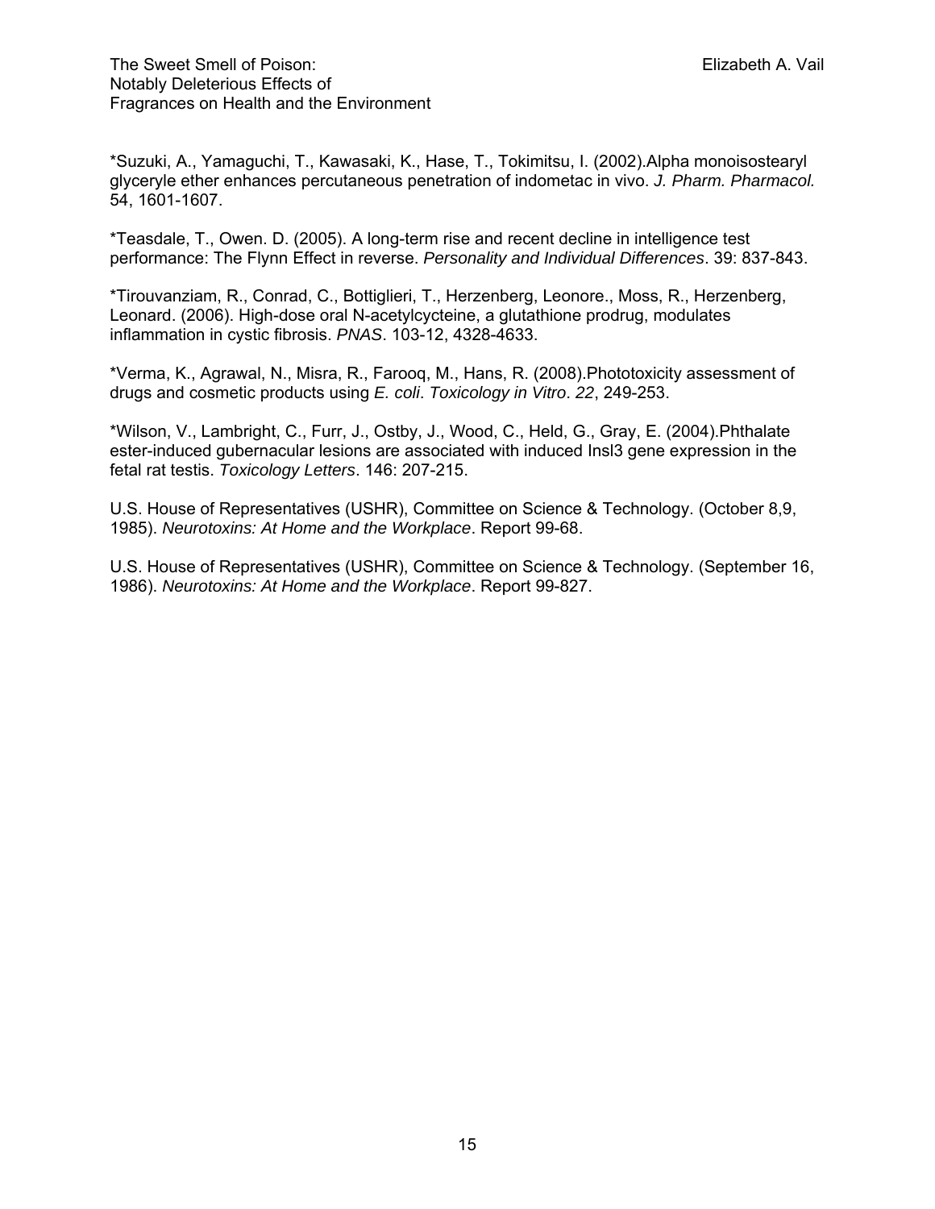*Suzuki, A., Yamaguchi, T., Kawasaki, K., Hase, T., Tokimitsu, I. (2002).Alpha monoisostearyl glyceryle ether enhances percutaneous penetration of indometac in vivo. *J. Pharm. Pharmacol.* 54, 1601-1607.

*Teasdale, T., Owen. D. (2005). A long-term rise and recent decline in intelligence test performance: The Flynn Effect in reverse. *Personality and Individual Differences*. 39: 837-843.

*Tirouvanziam, R., Conrad, C., Bottiglieri, T., Herzenberg, Leonore., Moss, R., Herzenberg, Leonard. (2006). High-dose oral N-acetylcycteine, a glutathione prodrug, modulates inflammation in cystic fibrosis. *PNAS*. 103-12, 4328-4633.

*Verma, K., Agrawal, N., Misra, R., Farooq, M., Hans, R. (2008).Phototoxicity assessment of drugs and cosmetic products using *E. coli*. *Toxicology in Vitro*. *22*, 249-253.

*Wilson, V., Lambright, C., Furr, J., Ostby, J., Wood, C., Held, G., Gray, E. (2004).Phthalate ester-induced gubernacular lesions are associated with induced Insl3 gene expression in the fetal rat testis. *Toxicology Letters*. 146: 207-215.

U.S. House of Representatives (USHR), Committee on Science & Technology. (October 8,9, 1985). *Neurotoxins: At Home and the Workplace*. Report 99-68.

U.S. House of Representatives (USHR), Committee on Science & Technology. (September 16, 1986). *Neurotoxins: At Home and the Workplace*. Report 99-827.